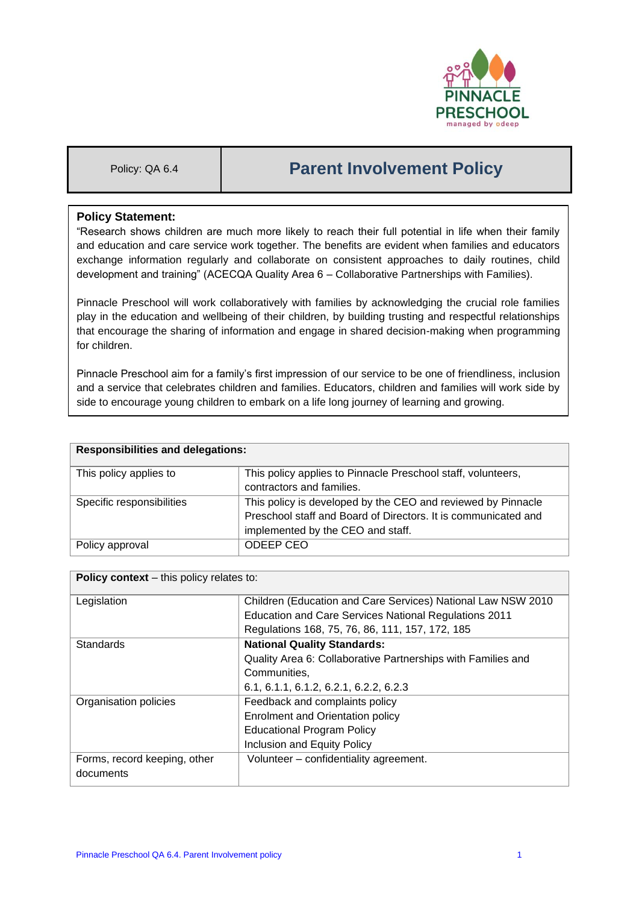| Policy: QA 6.4 | Parent Involvement Policy |
|---|---|

**Policy Statement:**

"Research shows children are much more likely to reach their full potential in life when their family and education and care service work together. The benefits are evident when families and educators exchange information regularly and collaborate on consistent approaches to daily routines, child development and training" (ACECQA Quality Area 6 – Collaborative Partnerships with Families).

Pinnacle Preschool will work collaboratively with families by acknowledging the crucial role families play in the education and wellbeing of their children, by building trusting and respectful relationships that encourage the sharing of information and engage in shared decision-making when programming for children.

Pinnacle Preschool aim for a family's first impression of our service to be one of friendliness, inclusion and a service that celebrates children and families. Educators, children and families will work side by side to encourage young children to embark on a life long journey of learning and growing.

| **Responsibilities and delegations:** | |
|---|---|
| This policy applies to | This policy applies to Pinnacle Preschool staff, volunteers, contractors and families. |
| Specific responsibilities | This policy is developed by the CEO and reviewed by Pinnacle Preschool staff and Board of Directors. It is communicated and implemented by the CEO and staff. |
| Policy approval | ODEEP CEO |

| **Policy context** – this policy relates to: | |
|---|---|
| Legislation | Children (Education and Care Services) National Law NSW 2010<br>Education and Care Services National Regulations 2011<br>Regulations 168, 75, 76, 86, 111, 157, 172, 185 |
| Standards | **National Quality Standards:**<br>Quality Area 6: Collaborative Partnerships with Families and Communities,<br>6.1, 6.1.1, 6.1.2, 6.2.1, 6.2.2, 6.2.3 |
| Organisation policies | Feedback and complaints policy<br>Enrolment and Orientation policy<br>Educational Program Policy<br>Inclusion and Equity Policy |
| Forms, record keeping, other documents | Volunteer – confidentiality agreement. |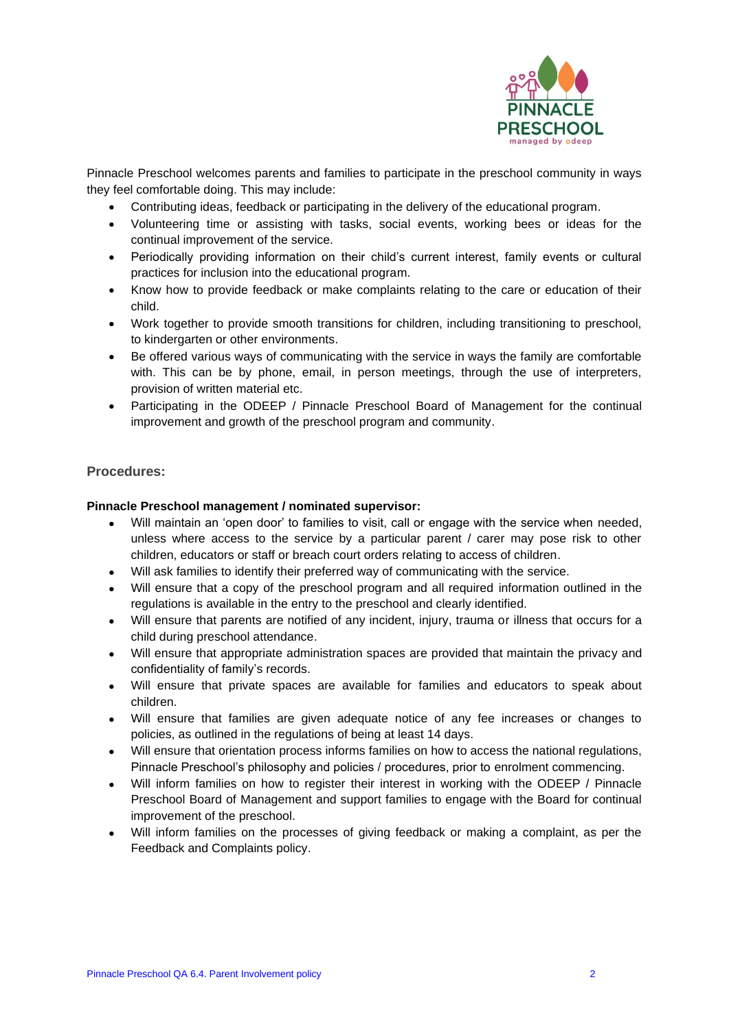Pinnacle Preschool welcomes parents and families to participate in the preschool community in ways they feel comfortable doing. This may include:

- Contributing ideas, feedback or participating in the delivery of the educational program.
- Volunteering time or assisting with tasks, social events, working bees or ideas for the continual improvement of the service.
- Periodically providing information on their child's current interest, family events or cultural practices for inclusion into the educational program.
- Know how to provide feedback or make complaints relating to the care or education of their child.
- Work together to provide smooth transitions for children, including transitioning to preschool, to kindergarten or other environments.
- Be offered various ways of communicating with the service in ways the family are comfortable with. This can be by phone, email, in person meetings, through the use of interpreters, provision of written material etc.
- Participating in the ODEEP / Pinnacle Preschool Board of Management for the continual improvement and growth of the preschool program and community.

## Procedures:

**Pinnacle Preschool management / nominated supervisor:**

- Will maintain an 'open door' to families to visit, call or engage with the service when needed, unless where access to the service by a particular parent / carer may pose risk to other children, educators or staff or breach court orders relating to access of children.
- Will ask families to identify their preferred way of communicating with the service.
- Will ensure that a copy of the preschool program and all required information outlined in the regulations is available in the entry to the preschool and clearly identified.
- Will ensure that parents are notified of any incident, injury, trauma or illness that occurs for a child during preschool attendance.
- Will ensure that appropriate administration spaces are provided that maintain the privacy and confidentiality of family's records.
- Will ensure that private spaces are available for families and educators to speak about children.
- Will ensure that families are given adequate notice of any fee increases or changes to policies, as outlined in the regulations of being at least 14 days.
- Will ensure that orientation process informs families on how to access the national regulations, Pinnacle Preschool's philosophy and policies / procedures, prior to enrolment commencing.
- Will inform families on how to register their interest in working with the ODEEP / Pinnacle Preschool Board of Management and support families to engage with the Board for continual improvement of the preschool.
- Will inform families on the processes of giving feedback or making a complaint, as per the Feedback and Complaints policy.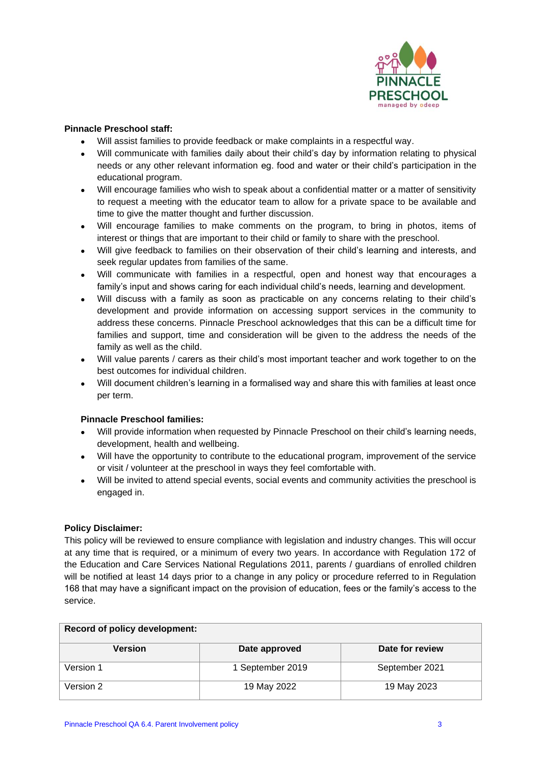**Pinnacle Preschool staff:**

- Will assist families to provide feedback or make complaints in a respectful way.
- Will communicate with families daily about their child's day by information relating to physical needs or any other relevant information eg. food and water or their child's participation in the educational program.
- Will encourage families who wish to speak about a confidential matter or a matter of sensitivity to request a meeting with the educator team to allow for a private space to be available and time to give the matter thought and further discussion.
- Will encourage families to make comments on the program, to bring in photos, items of interest or things that are important to their child or family to share with the preschool.
- Will give feedback to families on their observation of their child's learning and interests, and seek regular updates from families of the same.
- Will communicate with families in a respectful, open and honest way that encourages a family's input and shows caring for each individual child's needs, learning and development.
- Will discuss with a family as soon as practicable on any concerns relating to their child's development and provide information on accessing support services in the community to address these concerns. Pinnacle Preschool acknowledges that this can be a difficult time for families and support, time and consideration will be given to the address the needs of the family as well as the child.
- Will value parents / carers as their child's most important teacher and work together to on the best outcomes for individual children.
- Will document children's learning in a formalised way and share this with families at least once per term.

**Pinnacle Preschool families:**

- Will provide information when requested by Pinnacle Preschool on their child's learning needs, development, health and wellbeing.
- Will have the opportunity to contribute to the educational program, improvement of the service or visit / volunteer at the preschool in ways they feel comfortable with.
- Will be invited to attend special events, social events and community activities the preschool is engaged in.

**Policy Disclaimer:**

This policy will be reviewed to ensure compliance with legislation and industry changes. This will occur at any time that is required, or a minimum of every two years. In accordance with Regulation 172 of the Education and Care Services National Regulations 2011, parents / guardians of enrolled children will be notified at least 14 days prior to a change in any policy or procedure referred to in Regulation 168 that may have a significant impact on the provision of education, fees or the family's access to the service.

| **Record of policy development:** | | |
|---|---|---|
| **Version** | **Date approved** | **Date for review** |
| Version 1 | 1 September 2019 | September 2021 |
| Version 2 | 19 May 2022 | 19 May 2023 |